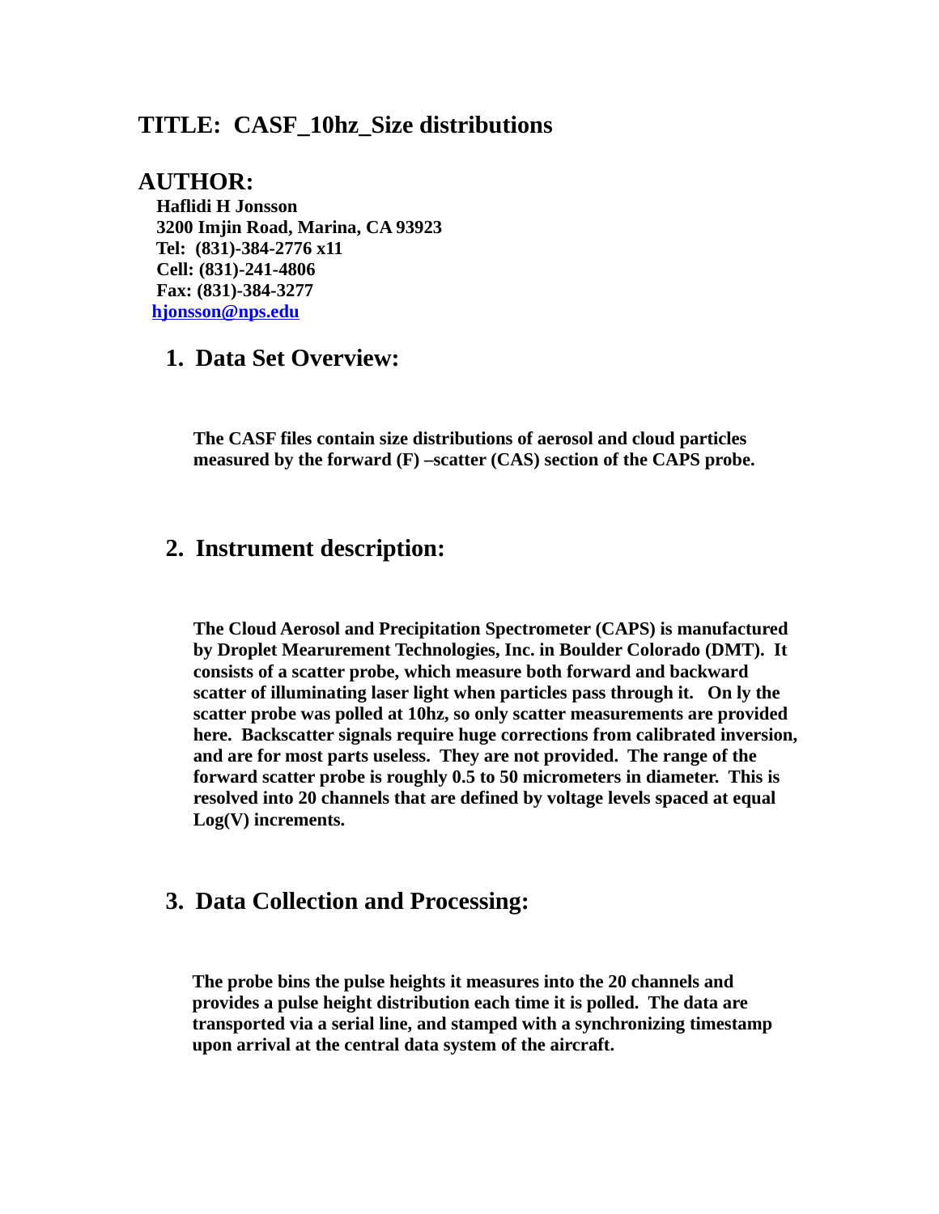# TITLE: CASF_10hz_Size distributions

## AUTHOR:

**Haflidi H Jonsson**
**3200 Imjin Road, Marina, CA 93923**
**Tel: (831)-384-2776 x11**
**Cell: (831)-241-4806**
**Fax: (831)-384-3277**
**[hjonsson@nps.edu](mailto:hjonsson@nps.edu)**

## 1. Data Set Overview:

**The CASF files contain size distributions of aerosol and cloud particles measured by the forward (F) –scatter (CAS) section of the CAPS probe.**

## 2. Instrument description:

**The Cloud Aerosol and Precipitation Spectrometer (CAPS) is manufactured by Droplet Mearurement Technologies, Inc. in Boulder Colorado (DMT). It consists of a scatter probe, which measure both forward and backward scatter of illuminating laser light when particles pass through it. On ly the scatter probe was polled at 10hz, so only scatter measurements are provided here. Backscatter signals require huge corrections from calibrated inversion, and are for most parts useless. They are not provided. The range of the forward scatter probe is roughly 0.5 to 50 micrometers in diameter. This is resolved into 20 channels that are defined by voltage levels spaced at equal Log(V) increments.**

## 3. Data Collection and Processing:

**The probe bins the pulse heights it measures into the 20 channels and provides a pulse height distribution each time it is polled. The data are transported via a serial line, and stamped with a synchronizing timestamp upon arrival at the central data system of the aircraft.**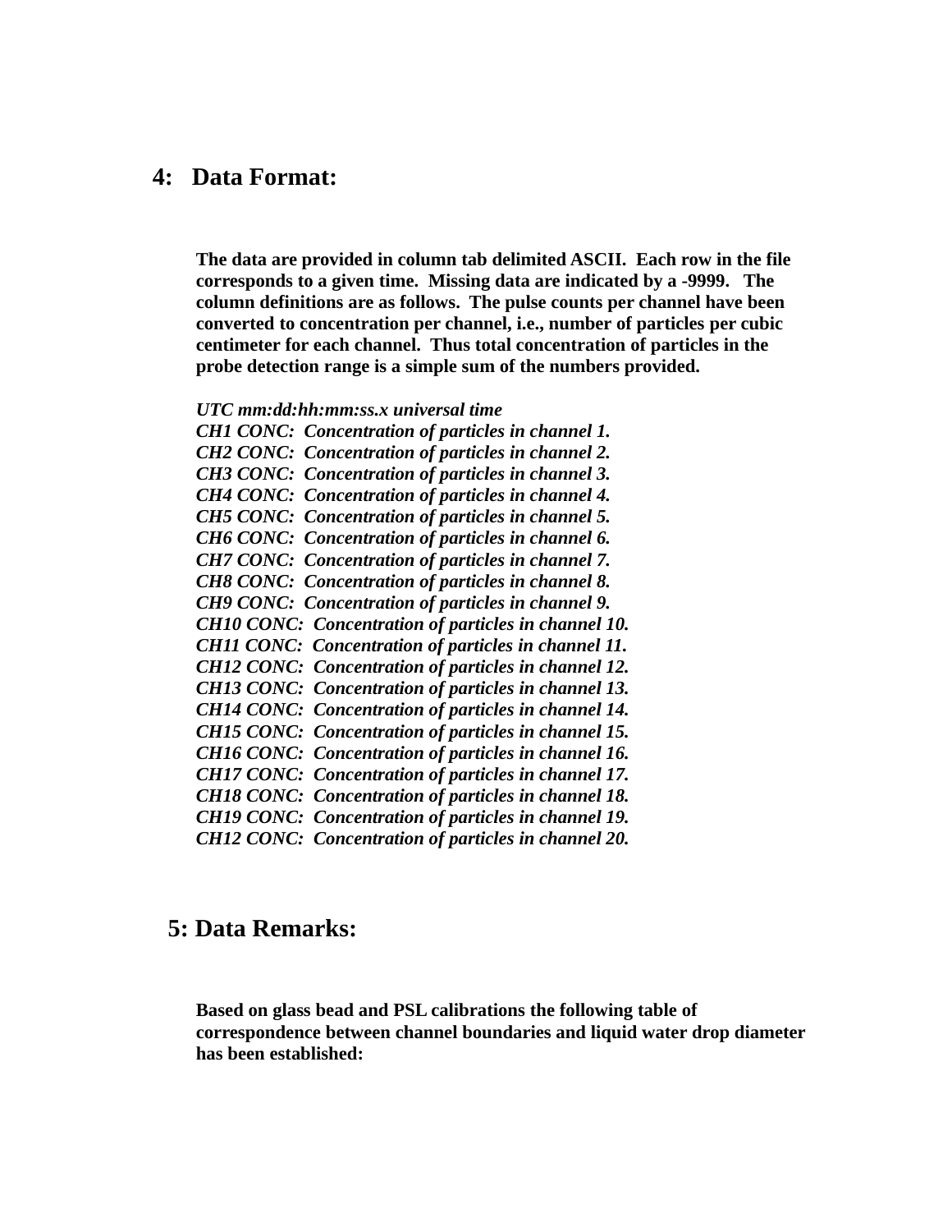## 4: Data Format:

**The data are provided in column tab delimited ASCII. Each row in the file corresponds to a given time. Missing data are indicated by a -9999. The column definitions are as follows. The pulse counts per channel have been converted to concentration per channel, i.e., number of particles per cubic centimeter for each channel. Thus total concentration of particles in the probe detection range is a simple sum of the numbers provided.**

***UTC mm:dd:hh:mm:ss.x universal time***
***CH1 CONC: Concentration of particles in channel 1.***
***CH2 CONC: Concentration of particles in channel 2.***
***CH3 CONC: Concentration of particles in channel 3.***
***CH4 CONC: Concentration of particles in channel 4.***
***CH5 CONC: Concentration of particles in channel 5.***
***CH6 CONC: Concentration of particles in channel 6.***
***CH7 CONC: Concentration of particles in channel 7.***
***CH8 CONC: Concentration of particles in channel 8.***
***CH9 CONC: Concentration of particles in channel 9.***
***CH10 CONC: Concentration of particles in channel 10.***
***CH11 CONC: Concentration of particles in channel 11.***
***CH12 CONC: Concentration of particles in channel 12.***
***CH13 CONC: Concentration of particles in channel 13.***
***CH14 CONC: Concentration of particles in channel 14.***
***CH15 CONC: Concentration of particles in channel 15.***
***CH16 CONC: Concentration of particles in channel 16.***
***CH17 CONC: Concentration of particles in channel 17.***
***CH18 CONC: Concentration of particles in channel 18.***
***CH19 CONC: Concentration of particles in channel 19.***
***CH12 CONC: Concentration of particles in channel 20.***

## 5: Data Remarks:

**Based on glass bead and PSL calibrations the following table of correspondence between channel boundaries and liquid water drop diameter has been established:**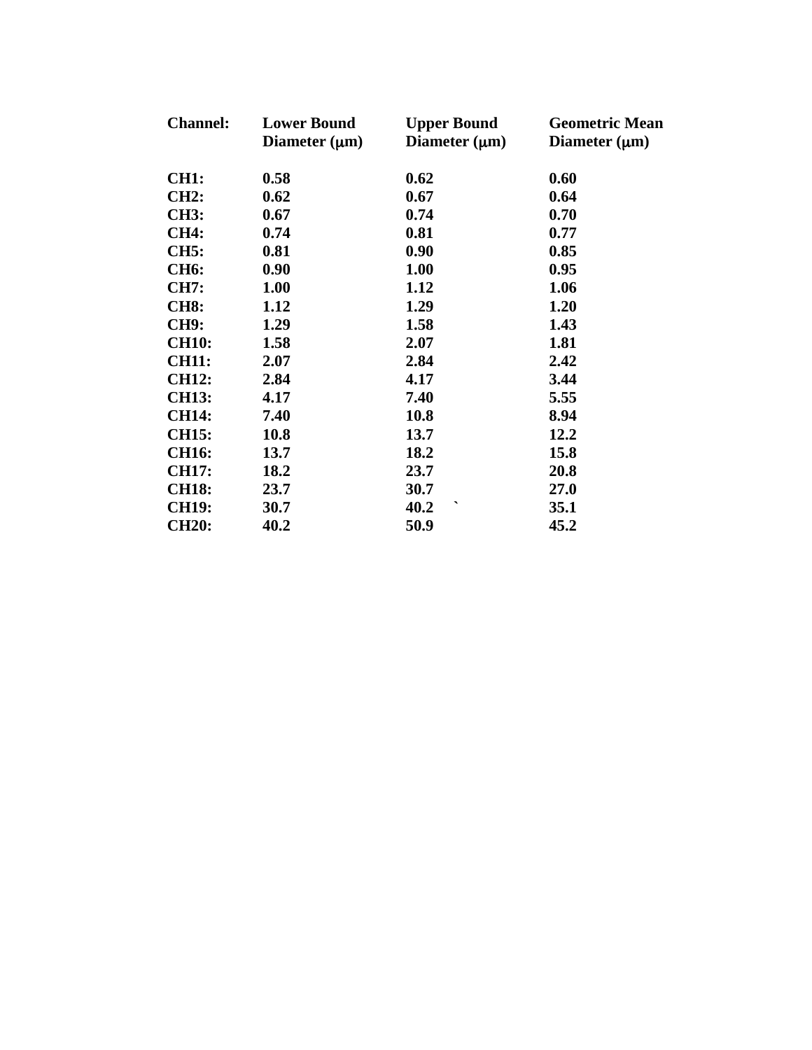| **Channel:** | **Lower Bound Diameter (μm)** | **Upper Bound Diameter (μm)** | **Geometric Mean Diameter (μm)** |
|---|---|---|---|
| **CH1:** | **0.58** | **0.62** | **0.60** |
| **CH2:** | **0.62** | **0.67** | **0.64** |
| **CH3:** | **0.67** | **0.74** | **0.70** |
| **CH4:** | **0.74** | **0.81** | **0.77** |
| **CH5:** | **0.81** | **0.90** | **0.85** |
| **CH6:** | **0.90** | **1.00** | **0.95** |
| **CH7:** | **1.00** | **1.12** | **1.06** |
| **CH8:** | **1.12** | **1.29** | **1.20** |
| **CH9:** | **1.29** | **1.58** | **1.43** |
| **CH10:** | **1.58** | **2.07** | **1.81** |
| **CH11:** | **2.07** | **2.84** | **2.42** |
| **CH12:** | **2.84** | **4.17** | **3.44** |
| **CH13:** | **4.17** | **7.40** | **5.55** |
| **CH14:** | **7.40** | **10.8** | **8.94** |
| **CH15:** | **10.8** | **13.7** | **12.2** |
| **CH16:** | **13.7** | **18.2** | **15.8** |
| **CH17:** | **18.2** | **23.7** | **20.8** |
| **CH18:** | **23.7** | **30.7** | **27.0** |
| **CH19:** | **30.7** | **40.2 `** | **35.1** |
| **CH20:** | **40.2** | **50.9** | **45.2** |